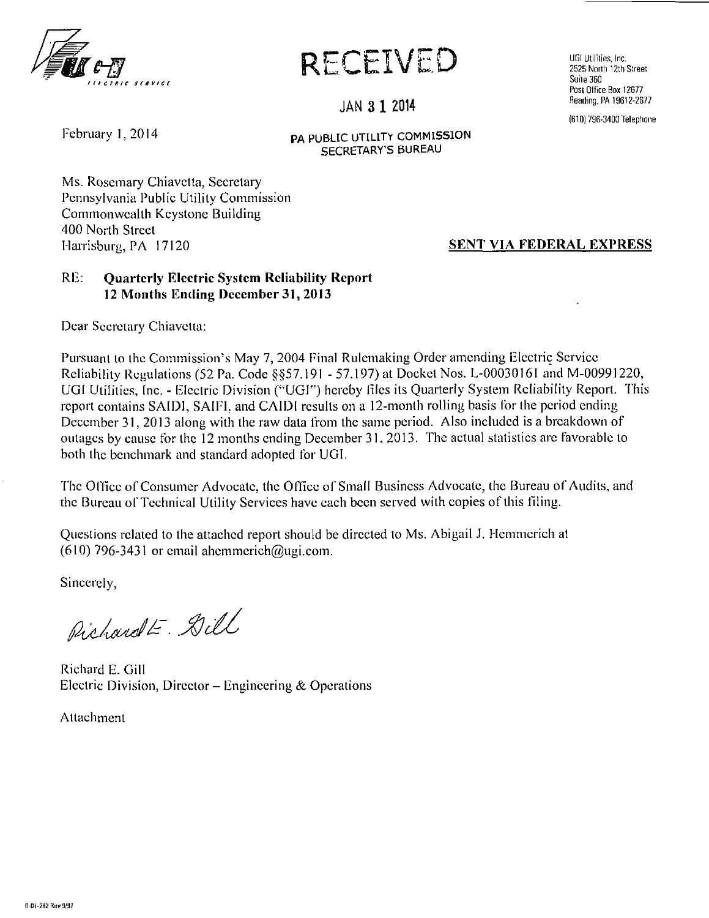UGI ELECTRIC SERVICE

# RECEIVED

JAN 31 2014

PA PUBLIC UTILITY COMMISSION
SECRETARY'S BUREAU

UGI Utilities, Inc.
2525 North 12th Street
Suite 360
Post Office Box 12677
Reading, PA 19612-2677

(610) 796-3400 Telephone

February 1, 2014

Ms. Rosemary Chiavetta, Secretary
Pennsylvania Public Utility Commission
Commonwealth Keystone Building
400 North Street
Harrisburg, PA 17120

**SENT VIA FEDERAL EXPRESS**

RE: **Quarterly Electric System Reliability Report**
**12 Months Ending December 31, 2013**

Dear Secretary Chiavetta:

Pursuant to the Commission's May 7, 2004 Final Rulemaking Order amending Electric Service Reliability Regulations (52 Pa. Code §§57.191 - 57.197) at Docket Nos. L-00030161 and M-00991220, UGI Utilities, Inc. - Electric Division ("UGI") hereby files its Quarterly System Reliability Report. This report contains SAIDI, SAIFI, and CAIDI results on a 12-month rolling basis for the period ending December 31, 2013 along with the raw data from the same period. Also included is a breakdown of outages by cause for the 12 months ending December 31, 2013. The actual statistics are favorable to both the benchmark and standard adopted for UGI.

The Office of Consumer Advocate, the Office of Small Business Advocate, the Bureau of Audits, and the Bureau of Technical Utility Services have each been served with copies of this filing.

Questions related to the attached report should be directed to Ms. Abigail J. Hemmerich at (610) 796-3431 or email ahemmerich@ugi.com.

Sincerely,

Richard E. Gill

Richard E. Gill
Electric Division, Director – Engineering & Operations

Attachment

0-01-282 Rev 9/97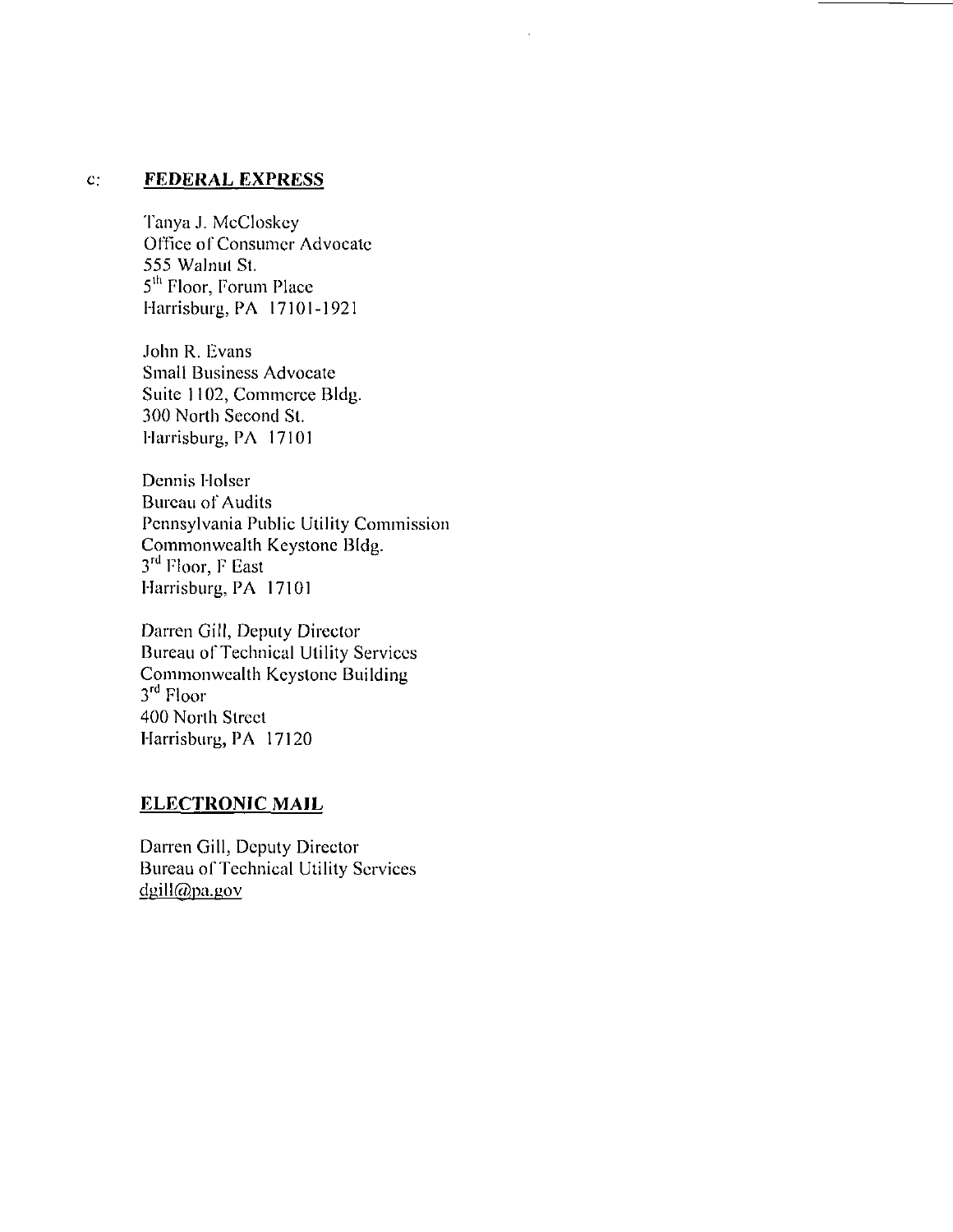c: **FEDERAL EXPRESS**

Tanya J. McCloskey
Office of Consumer Advocate
555 Walnut St.
5th Floor, Forum Place
Harrisburg, PA 17101-1921

John R. Evans
Small Business Advocate
Suite 1102, Commerce Bldg.
300 North Second St.
Harrisburg, PA 17101

Dennis Holser
Bureau of Audits
Pennsylvania Public Utility Commission
Commonwealth Keystone Bldg.
3rd Floor, F East
Harrisburg, PA 17101

Darren Gill, Deputy Director
Bureau of Technical Utility Services
Commonwealth Keystone Building
3rd Floor
400 North Street
Harrisburg, PA 17120

**ELECTRONIC MAIL**

Darren Gill, Deputy Director
Bureau of Technical Utility Services
dgill@pa.gov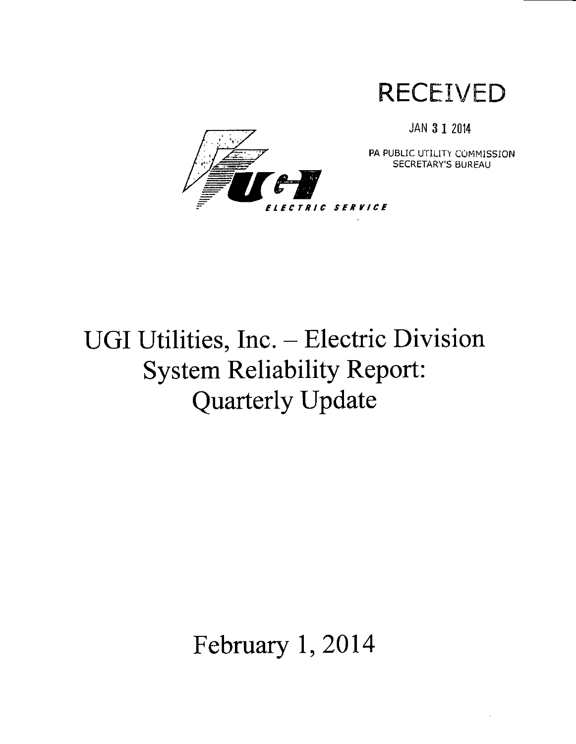RECEIVED

JAN 3 1 2014

PA PUBLIC UTILITY COMMISSION
SECRETARY'S BUREAU

ELECTRIC SERVICE

# UGI Utilities, Inc. – Electric Division System Reliability Report: Quarterly Update

February 1, 2014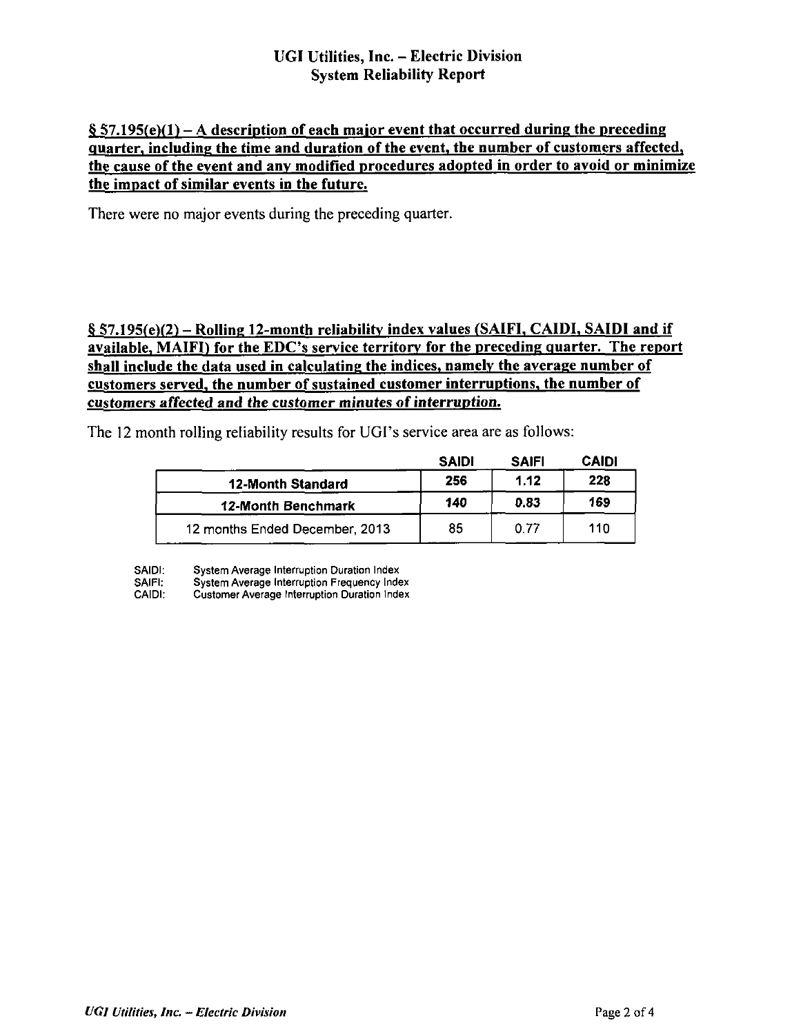# UGI Utilities, Inc. – Electric Division
## System Reliability Report

**§ 57.195(e)(1) – A description of each major event that occurred during the preceding quarter, including the time and duration of the event, the number of customers affected, the cause of the event and any modified procedures adopted in order to avoid or minimize the impact of similar events in the future.**

There were no major events during the preceding quarter.

**§ 57.195(e)(2) – Rolling 12-month reliability index values (SAIFI, CAIDI, SAIDI and if available, MAIFI) for the EDC's service territory for the preceding quarter. The report shall include the data used in calculating the indices, namely the average number of customers served, the number of sustained customer interruptions, the number of *customers affected and the customer minutes of interruption.***

The 12 month rolling reliability results for UGI's service area are as follows:

| | SAIDI | SAIFI | CAIDI |
|---|---|---|---|
| **12-Month Standard** | **256** | **1.12** | **228** |
| **12-Month Benchmark** | **140** | **0.83** | **169** |
| 12 months Ended December, 2013 | 85 | 0.77 | 110 |

SAIDI: System Average Interruption Duration Index
SAIFI: System Average Interruption Frequency Index
CAIDI: Customer Average Interruption Duration Index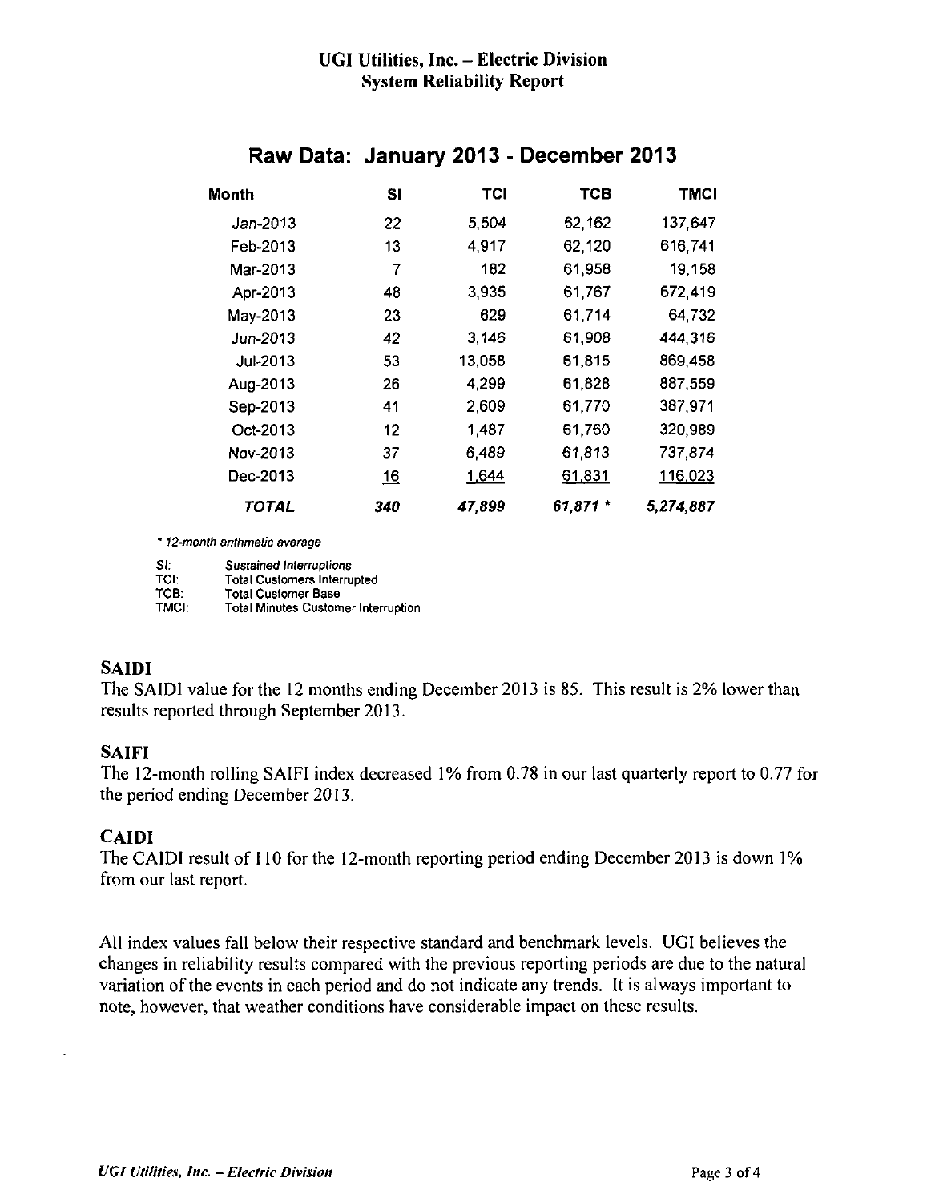# UGI Utilities, Inc. – Electric Division
## System Reliability Report

## Raw Data: January 2013 - December 2013

| Month | SI | TCI | TCB | TMCI |
|---|---|---|---|---|
| Jan-2013 | 22 | 5,504 | 62,162 | 137,647 |
| Feb-2013 | 13 | 4,917 | 62,120 | 616,741 |
| Mar-2013 | 7 | 182 | 61,958 | 19,158 |
| Apr-2013 | 48 | 3,935 | 61,767 | 672,419 |
| May-2013 | 23 | 629 | 61,714 | 64,732 |
| Jun-2013 | 42 | 3,146 | 61,908 | 444,316 |
| Jul-2013 | 53 | 13,058 | 61,815 | 869,458 |
| Aug-2013 | 26 | 4,299 | 61,828 | 887,559 |
| Sep-2013 | 41 | 2,609 | 61,770 | 387,971 |
| Oct-2013 | 12 | 1,487 | 61,760 | 320,989 |
| Nov-2013 | 37 | 6,489 | 61,813 | 737,874 |
| Dec-2013 | 16 | 1,644 | 61,831 | 116,023 |
| ***TOTAL*** | ***340*** | ***47,899*** | ***61,871 **** | ***5,274,887*** |

*\* 12-month arithmetic average*

*SI: Sustained Interruptions*
*TCI: Total Customers Interrupted*
*TCB: Total Customer Base*
*TMCI: Total Minutes Customer Interruption*

### SAIDI

The SAIDI value for the 12 months ending December 2013 is 85. This result is 2% lower than results reported through September 2013.

### SAIFI

The 12-month rolling SAIFI index decreased 1% from 0.78 in our last quarterly report to 0.77 for the period ending December 2013.

### CAIDI

The CAIDI result of 110 for the 12-month reporting period ending December 2013 is down 1% from our last report.

All index values fall below their respective standard and benchmark levels. UGI believes the changes in reliability results compared with the previous reporting periods are due to the natural variation of the events in each period and do not indicate any trends. It is always important to note, however, that weather conditions have considerable impact on these results.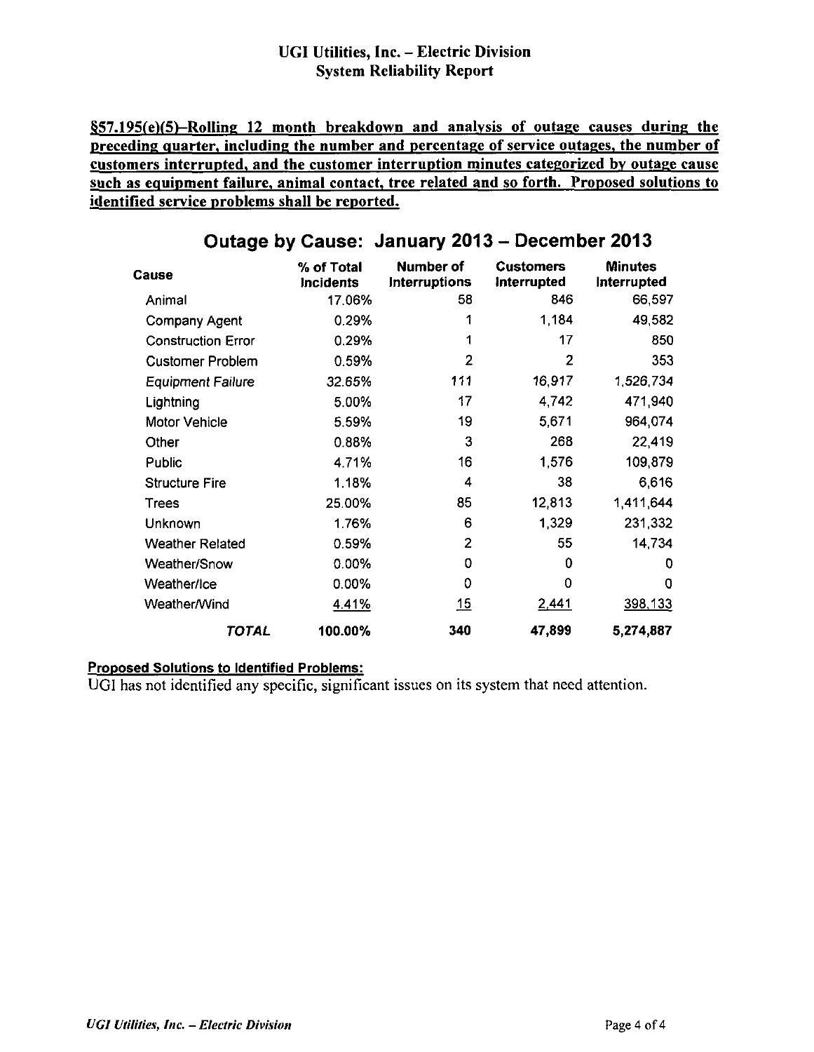# UGI Utilities, Inc. – Electric Division
## System Reliability Report

**§57.195(e)(5)–Rolling 12 month breakdown and analysis of outage causes during the preceding quarter, including the number and percentage of service outages, the number of customers interrupted, and the customer interruption minutes categorized by outage cause such as equipment failure, animal contact, tree related and so forth. Proposed solutions to identified service problems shall be reported.**

## Outage by Cause: January 2013 – December 2013

| Cause | % of Total Incidents | Number of Interruptions | Customers Interrupted | Minutes Interrupted |
|---|---|---|---|---|
| Animal | 17.06% | 58 | 846 | 66,597 |
| Company Agent | 0.29% | 1 | 1,184 | 49,582 |
| Construction Error | 0.29% | 1 | 17 | 850 |
| Customer Problem | 0.59% | 2 | 2 | 353 |
| Equipment Failure | 32.65% | 111 | 16,917 | 1,526,734 |
| Lightning | 5.00% | 17 | 4,742 | 471,940 |
| Motor Vehicle | 5.59% | 19 | 5,671 | 964,074 |
| Other | 0.88% | 3 | 268 | 22,419 |
| Public | 4.71% | 16 | 1,576 | 109,879 |
| Structure Fire | 1.18% | 4 | 38 | 6,616 |
| Trees | 25.00% | 85 | 12,813 | 1,411,644 |
| Unknown | 1.76% | 6 | 1,329 | 231,332 |
| Weather Related | 0.59% | 2 | 55 | 14,734 |
| Weather/Snow | 0.00% | 0 | 0 | 0 |
| Weather/Ice | 0.00% | 0 | 0 | 0 |
| Weather/Wind | 4.41% | 15 | 2,441 | 398,133 |
| ***TOTAL*** | **100.00%** | **340** | **47,899** | **5,274,887** |

**Proposed Solutions to Identified Problems:**

UGI has not identified any specific, significant issues on its system that need attention.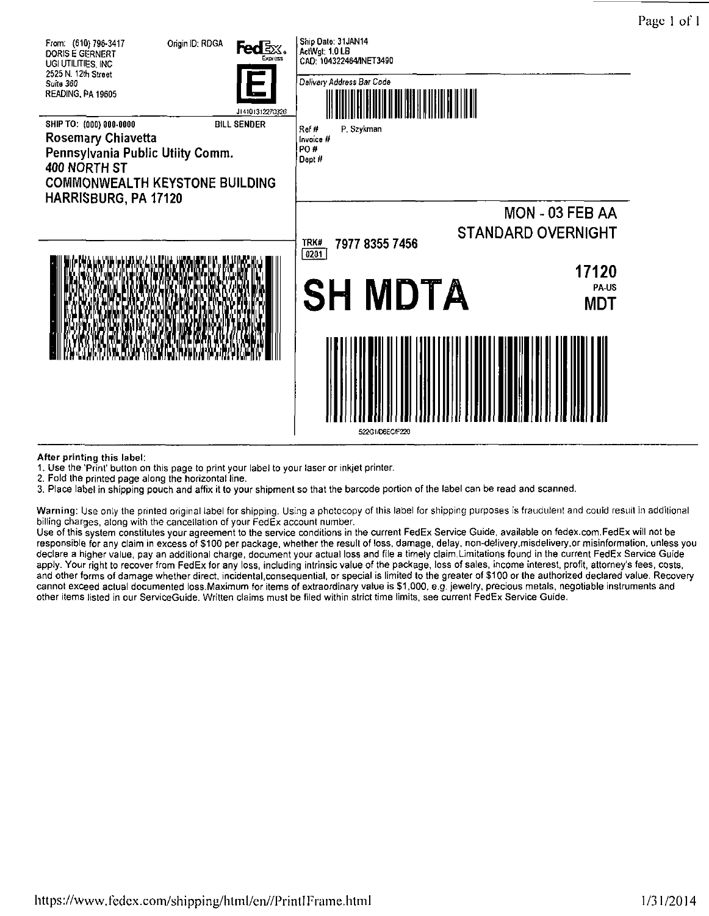From: (610) 796-3417
DORIS E GERNERT
UGI UTILITIES, INC
2525 N. 12th Street
Suite 360
READING, PA 19605

Origin ID: RDGA

FedEx Express

E

J14101312270326

Ship Date: 31JAN14
ActWgt: 1.0 LB
CAD: 104322464/INET3490

Delivery Address Bar Code

SHIP TO: (000) 000-0000 BILL SENDER

**Rosemary Chiavetta**
**Pennsylvania Public Utiity Comm.**
**400 NORTH ST**
**COMMONWEALTH KEYSTONE BUILDING**
**HARRISBURG, PA 17120**

Ref # P. Szykman
Invoice #
PO #
Dept #

**MON - 03 FEB AA**
**STANDARD OVERNIGHT**

TRK# 0201 **7977 8355 7456**

**SH MDTA**

**17120**
**PA-US**
**MDT**

522G1/D6EC/F220

**After printing this label:**

1. Use the 'Print' button on this page to print your label to your laser or inkjet printer.
2. Fold the printed page along the horizontal line.
3. Place label in shipping pouch and affix it to your shipment so that the barcode portion of the label can be read and scanned.

**Warning:** Use only the printed original label for shipping. Using a photocopy of this label for shipping purposes is fraudulent and could result in additional billing charges, along with the cancellation of your FedEx account number.
Use of this system constitutes your agreement to the service conditions in the current FedEx Service Guide, available on fedex.com.FedEx will not be responsible for any claim in excess of $100 per package, whether the result of loss, damage, delay, non-delivery,misdelivery,or misinformation, unless you declare a higher value, pay an additional charge, document your actual loss and file a timely claim.Limitations found in the current FedEx Service Guide apply. Your right to recover from FedEx for any loss, including intrinsic value of the package, loss of sales, income interest, profit, attorney's fees, costs, and other forms of damage whether direct, incidental,consequential, or special is limited to the greater of $100 or the authorized declared value. Recovery cannot exceed actual documented loss.Maximum for items of extraordinary value is $1,000, e.g. jewelry, precious metals, negotiable instruments and other items listed in our ServiceGuide. Written claims must be filed within strict time limits, see current FedEx Service Guide.

https://www.fedex.com/shipping/html/en//PrintIFrame.html 1/31/2014